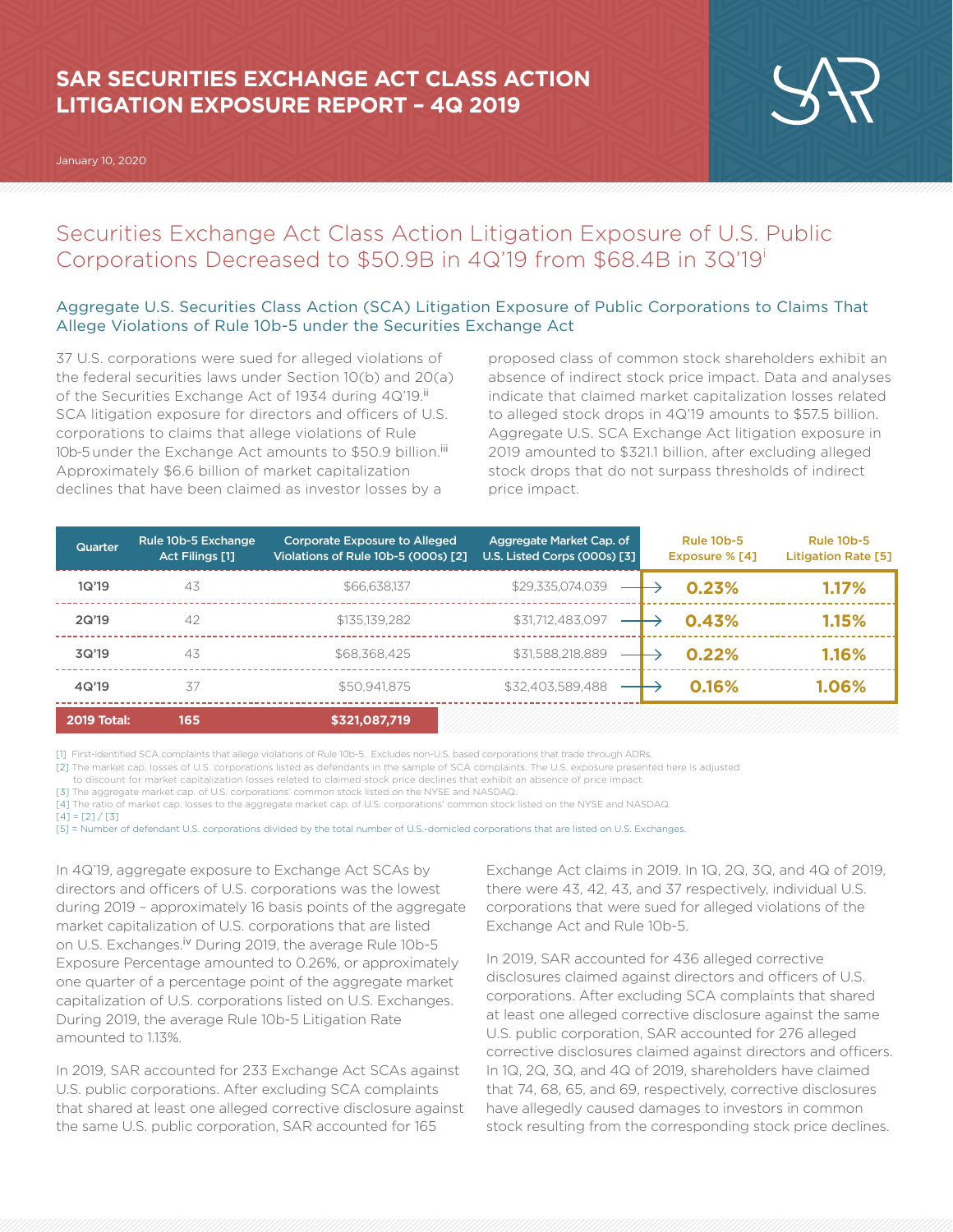# SAR SECURITIES EXCHANGE ACT CLASS ACTION LITIGATION EXPOSURE REPORT – 4Q 2019

January 10, 2020

## Securities Exchange Act Class Action Litigation Exposure of U.S. Public Corporations Decreased to $50.9B in 4Q'19 from $68.4B in 3Q'19[i]

### Aggregate U.S. Securities Class Action (SCA) Litigation Exposure of Public Corporations to Claims That Allege Violations of Rule 10b-5 under the Securities Exchange Act

37 U.S. corporations were sued for alleged violations of the federal securities laws under Section 10(b) and 20(a) of the Securities Exchange Act of 1934 during 4Q'19.[ii] SCA litigation exposure for directors and officers of U.S. corporations to claims that allege violations of Rule 10b-5 under the Exchange Act amounts to $50.9 billion.[iii] Approximately $6.6 billion of market capitalization declines that have been claimed as investor losses by a proposed class of common stock shareholders exhibit an absence of indirect stock price impact. Data and analyses indicate that claimed market capitalization losses related to alleged stock drops in 4Q'19 amounts to $57.5 billion. Aggregate U.S. SCA Exchange Act litigation exposure in 2019 amounted to $321.1 billion, after excluding alleged stock drops that do not surpass thresholds of indirect price impact.

| Quarter | Rule 10b-5 Exchange Act Filings [1] | Corporate Exposure to Alleged Violations of Rule 10b-5 (000s) [2] | Aggregate Market Cap. of U.S. Listed Corps (000s) [3] | Rule 10b-5 Exposure % [4] | Rule 10b-5 Litigation Rate [5] |
|---|---|---|---|---|---|
| 1Q'19 | 43 | $66,638,137 | $29,335,074,039 | 0.23% | 1.17% |
| 2Q'19 | 42 | $135,139,282 | $31,712,483,097 | 0.43% | 1.15% |
| 3Q'19 | 43 | $68,368,425 | $31,588,218,889 | 0.22% | 1.16% |
| 4Q'19 | 37 | $50,941,875 | $32,403,589,488 | 0.16% | 1.06% |
| **2019 Total:** | **165** | **$321,087,719** | | | |

[1] First-identified SCA complaints that allege violations of Rule 10b-5. Excludes non-U.S. based corporations that trade through ADRs.
[2] The market cap. losses of U.S. corporations listed as defendants in the sample of SCA complaints. The U.S. exposure presented here is adjusted to discount for market capitalization losses related to claimed stock price declines that exhibit an absence of price impact.
[3] The aggregate market cap. of U.S. corporations' common stock listed on the NYSE and NASDAQ.
[4] The ratio of market cap. losses to the aggregate market cap. of U.S. corporations' common stock listed on the NYSE and NASDAQ.
[4] = [2] / [3]
[5] = Number of defendant U.S. corporations divided by the total number of U.S.-domiciled corporations that are listed on U.S. Exchanges.

In 4Q'19, aggregate exposure to Exchange Act SCAs by directors and officers of U.S. corporations was the lowest during 2019 – approximately 16 basis points of the aggregate market capitalization of U.S. corporations that are listed on U.S. Exchanges.[iv] During 2019, the average Rule 10b-5 Exposure Percentage amounted to 0.26%, or approximately one quarter of a percentage point of the aggregate market capitalization of U.S. corporations listed on U.S. Exchanges. During 2019, the average Rule 10b-5 Litigation Rate amounted to 1.13%.

In 2019, SAR accounted for 233 Exchange Act SCAs against U.S. public corporations. After excluding SCA complaints that shared at least one alleged corrective disclosure against the same U.S. public corporation, SAR accounted for 165 Exchange Act claims in 2019. In 1Q, 2Q, 3Q, and 4Q of 2019, there were 43, 42, 43, and 37 respectively, individual U.S. corporations that were sued for alleged violations of the Exchange Act and Rule 10b-5.

In 2019, SAR accounted for 436 alleged corrective disclosures claimed against directors and officers of U.S. corporations. After excluding SCA complaints that shared at least one alleged corrective disclosure against the same U.S. public corporation, SAR accounted for 276 alleged corrective disclosures claimed against directors and officers. In 1Q, 2Q, 3Q, and 4Q of 2019, shareholders have claimed that 74, 68, 65, and 69, respectively, corrective disclosures have allegedly caused damages to investors in common stock resulting from the corresponding stock price declines.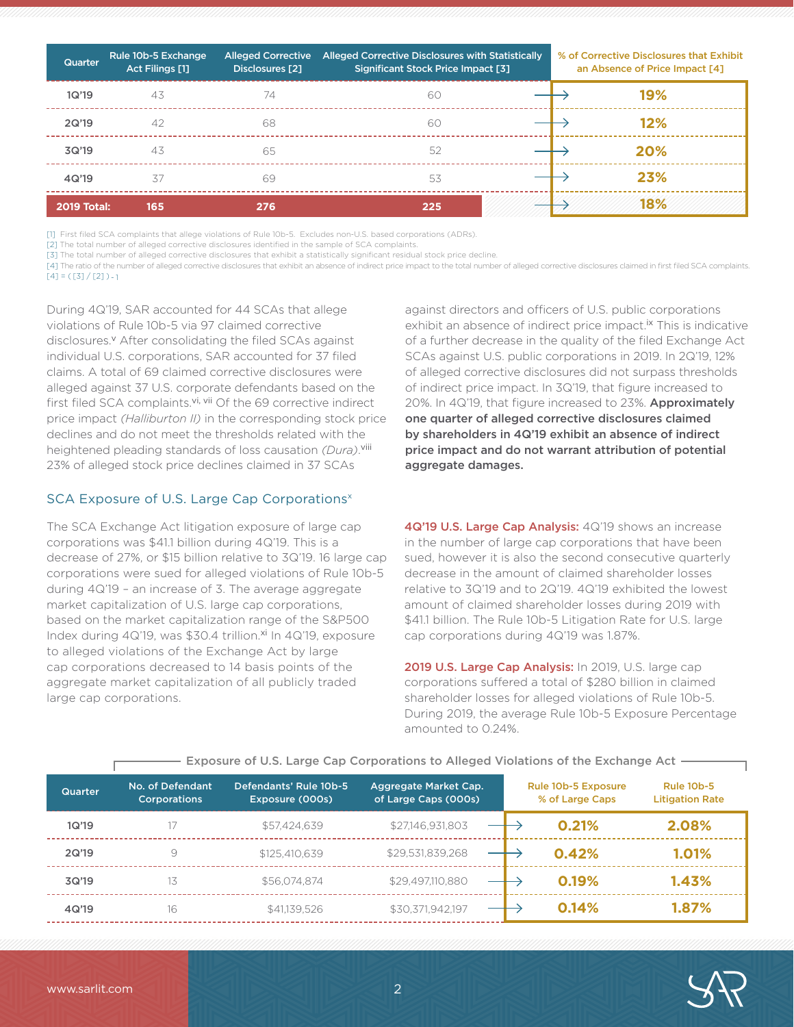| Quarter | Rule 10b-5 Exchange Act Filings [1] | Alleged Corrective Disclosures [2] | Alleged Corrective Disclosures with Statistically Significant Stock Price Impact [3] | % of Corrective Disclosures that Exhibit an Absence of Price Impact [4] |
|---|---|---|---|---|
| 1Q'19 | 43 | 74 | 60 | 19% |
| 2Q'19 | 42 | 68 | 60 | 12% |
| 3Q'19 | 43 | 65 | 52 | 20% |
| 4Q'19 | 37 | 69 | 53 | 23% |
| **2019 Total:** | **165** | **276** | **225** | **18%** |

[1] First filed SCA complaints that allege violations of Rule 10b-5. Excludes non-U.S. based corporations (ADRs).
[2] The total number of alleged corrective disclosures identified in the sample of SCA complaints.
[3] The total number of alleged corrective disclosures that exhibit a statistically significant residual stock price decline.
[4] The ratio of the number of alleged corrective disclosures that exhibit an absence of indirect price impact to the total number of alleged corrective disclosures claimed in first filed SCA complaints.
[4] = ( [3] / [2] ) - 1

During 4Q'19, SAR accounted for 44 SCAs that allege violations of Rule 10b-5 via 97 claimed corrective disclosures.[v] After consolidating the filed SCAs against individual U.S. corporations, SAR accounted for 37 filed claims. A total of 69 claimed corrective disclosures were alleged against 37 U.S. corporate defendants based on the first filed SCA complaints.[vi, vii] Of the 69 corrective indirect price impact *(Halliburton II)* in the corresponding stock price declines and do not meet the thresholds related with the heightened pleading standards of loss causation *(Dura)*.[viii] 23% of alleged stock price declines claimed in 37 SCAs against directors and officers of U.S. public corporations exhibit an absence of indirect price impact.[ix] This is indicative of a further decrease in the quality of the filed Exchange Act SCAs against U.S. public corporations in 2019. In 2Q'19, 12% of alleged corrective disclosures did not surpass thresholds of indirect price impact. In 3Q'19, that figure increased to 20%. In 4Q'19, that figure increased to 23%. **Approximately one quarter of alleged corrective disclosures claimed by shareholders in 4Q'19 exhibit an absence of indirect price impact and do not warrant attribution of potential aggregate damages.**

## SCA Exposure of U.S. Large Cap Corporations[x]

The SCA Exchange Act litigation exposure of large cap corporations was $41.1 billion during 4Q'19. This is a decrease of 27%, or $15 billion relative to 3Q'19. 16 large cap corporations were sued for alleged violations of Rule 10b-5 during 4Q'19 – an increase of 3. The average aggregate market capitalization of U.S. large cap corporations, based on the market capitalization range of the S&P500 Index during 4Q'19, was $30.4 trillion.[xi] In 4Q'19, exposure to alleged violations of the Exchange Act by large cap corporations decreased to 14 basis points of the aggregate market capitalization of all publicly traded large cap corporations.

**4Q'19 U.S. Large Cap Analysis:** 4Q'19 shows an increase in the number of large cap corporations that have been sued, however it is also the second consecutive quarterly decrease in the amount of claimed shareholder losses relative to 3Q'19 and to 2Q'19. 4Q'19 exhibited the lowest amount of claimed shareholder losses during 2019 with $41.1 billion. The Rule 10b-5 Litigation Rate for U.S. large cap corporations during 4Q'19 was 1.87%.

**2019 U.S. Large Cap Analysis:** In 2019, U.S. large cap corporations suffered a total of $280 billion in claimed shareholder losses for alleged violations of Rule 10b-5. During 2019, the average Rule 10b-5 Exposure Percentage amounted to 0.24%.

**Exposure of U.S. Large Cap Corporations to Alleged Violations of the Exchange Act**

| Quarter | No. of Defendant Corporations | Defendants' Rule 10b-5 Exposure (000s) | Aggregate Market Cap. of Large Caps (000s) | Rule 10b-5 Exposure % of Large Caps | Rule 10b-5 Litigation Rate |
|---|---|---|---|---|---|
| 1Q'19 | 17 | $57,424,639 | $27,146,931,803 | 0.21% | 2.08% |
| 2Q'19 | 9 | $125,410,639 | $29,531,839,268 | 0.42% | 1.01% |
| 3Q'19 | 13 | $56,074,874 | $29,497,110,880 | 0.19% | 1.43% |
| 4Q'19 | 16 | $41,139,526 | $30,371,942,197 | 0.14% | 1.87% |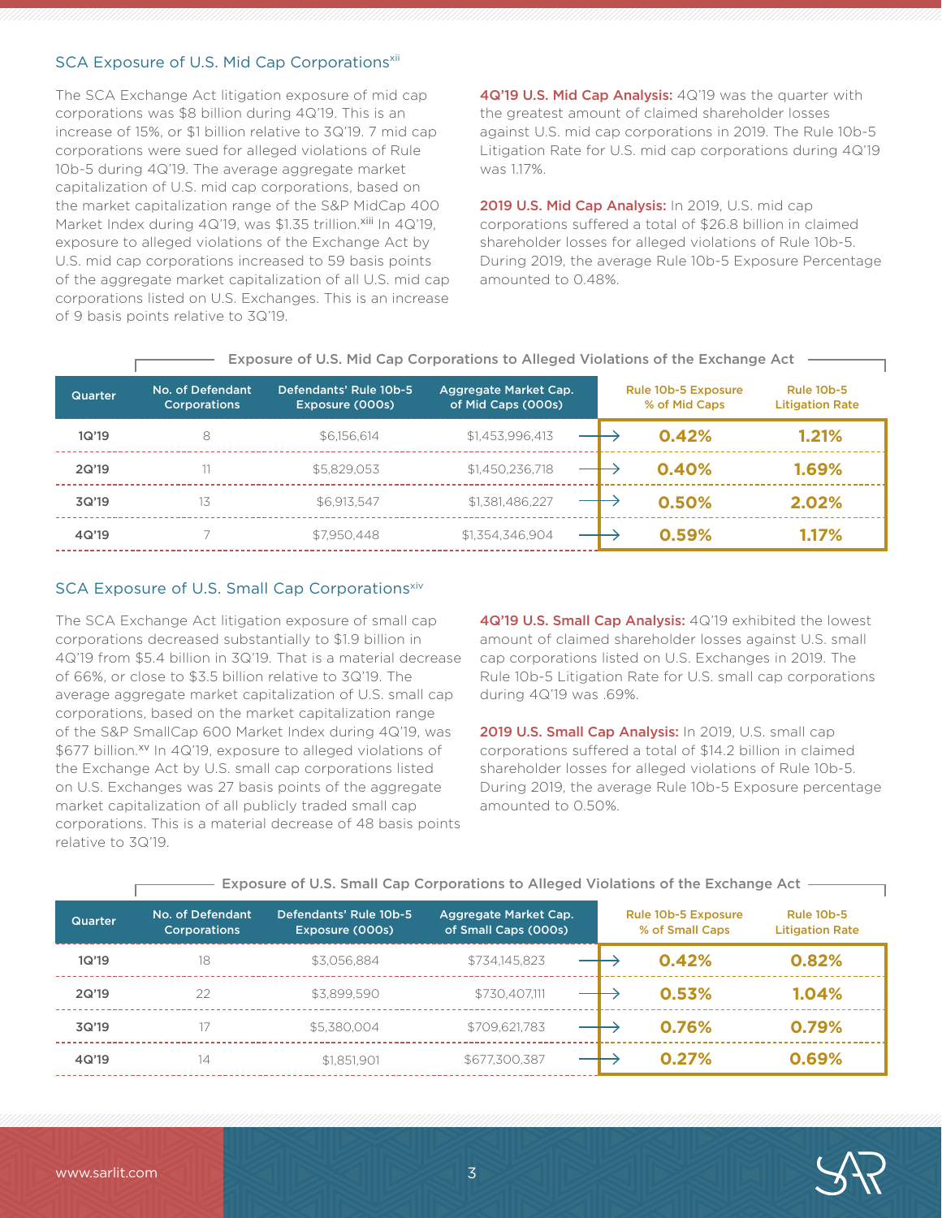## SCA Exposure of U.S. Mid Cap Corporations[xii]

The SCA Exchange Act litigation exposure of mid cap corporations was $8 billion during 4Q'19. This is an increase of 15%, or $1 billion relative to 3Q'19. 7 mid cap corporations were sued for alleged violations of Rule 10b-5 during 4Q'19. The average aggregate market capitalization of U.S. mid cap corporations, based on the market capitalization range of the S&P MidCap 400 Market Index during 4Q'19, was $1.35 trillion.[xiii] In 4Q'19, exposure to alleged violations of the Exchange Act by U.S. mid cap corporations increased to 59 basis points of the aggregate market capitalization of all U.S. mid cap corporations listed on U.S. Exchanges. This is an increase of 9 basis points relative to 3Q'19.

**4Q'19 U.S. Mid Cap Analysis:** 4Q'19 was the quarter with the greatest amount of claimed shareholder losses against U.S. mid cap corporations in 2019. The Rule 10b-5 Litigation Rate for U.S. mid cap corporations during 4Q'19 was 1.17%.

**2019 U.S. Mid Cap Analysis:** In 2019, U.S. mid cap corporations suffered a total of $26.8 billion in claimed shareholder losses for alleged violations of Rule 10b-5. During 2019, the average Rule 10b-5 Exposure Percentage amounted to 0.48%.

**Exposure of U.S. Mid Cap Corporations to Alleged Violations of the Exchange Act**

| Quarter | No. of Defendant Corporations | Defendants' Rule 10b-5 Exposure (000s) | Aggregate Market Cap. of Mid Caps (000s) | Rule 10b-5 Exposure % of Mid Caps | Rule 10b-5 Litigation Rate |
|---|---|---|---|---|---|
| 1Q'19 | 8 | $6,156,614 | $1,453,996,413 | 0.42% | 1.21% |
| 2Q'19 | 11 | $5,829,053 | $1,450,236,718 | 0.40% | 1.69% |
| 3Q'19 | 13 | $6,913,547 | $1,381,486,227 | 0.50% | 2.02% |
| 4Q'19 | 7 | $7,950,448 | $1,354,346,904 | 0.59% | 1.17% |

## SCA Exposure of U.S. Small Cap Corporations[xiv]

The SCA Exchange Act litigation exposure of small cap corporations decreased substantially to $1.9 billion in 4Q'19 from $5.4 billion in 3Q'19. That is a material decrease of 66%, or close to $3.5 billion relative to 3Q'19. The average aggregate market capitalization of U.S. small cap corporations, based on the market capitalization range of the S&P SmallCap 600 Market Index during 4Q'19, was $677 billion.[xv] In 4Q'19, exposure to alleged violations of the Exchange Act by U.S. small cap corporations listed on U.S. Exchanges was 27 basis points of the aggregate market capitalization of all publicly traded small cap corporations. This is a material decrease of 48 basis points relative to 3Q'19.

**4Q'19 U.S. Small Cap Analysis:** 4Q'19 exhibited the lowest amount of claimed shareholder losses against U.S. small cap corporations listed on U.S. Exchanges in 2019. The Rule 10b-5 Litigation Rate for U.S. small cap corporations during 4Q'19 was .69%.

**2019 U.S. Small Cap Analysis:** In 2019, U.S. small cap corporations suffered a total of $14.2 billion in claimed shareholder losses for alleged violations of Rule 10b-5. During 2019, the average Rule 10b-5 Exposure percentage amounted to 0.50%.

**Exposure of U.S. Small Cap Corporations to Alleged Violations of the Exchange Act**

| Quarter | No. of Defendant Corporations | Defendants' Rule 10b-5 Exposure (000s) | Aggregate Market Cap. of Small Caps (000s) | Rule 10b-5 Exposure % of Small Caps | Rule 10b-5 Litigation Rate |
|---|---|---|---|---|---|
| 1Q'19 | 18 | $3,056,884 | $734,145,823 | 0.42% | 0.82% |
| 2Q'19 | 22 | $3,899,590 | $730,407,111 | 0.53% | 1.04% |
| 3Q'19 | 17 | $5,380,004 | $709,621,783 | 0.76% | 0.79% |
| 4Q'19 | 14 | $1,851,901 | $677,300,387 | 0.27% | 0.69% |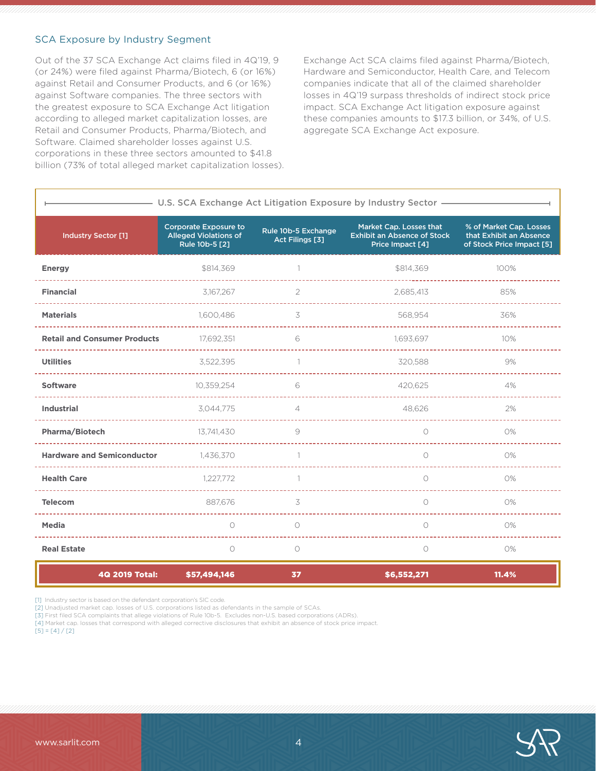## SCA Exposure by Industry Segment

Out of the 37 SCA Exchange Act claims filed in 4Q'19, 9 (or 24%) were filed against Pharma/Biotech, 6 (or 16%) against Retail and Consumer Products, and 6 (or 16%) against Software companies. The three sectors with the greatest exposure to SCA Exchange Act litigation according to alleged market capitalization losses, are Retail and Consumer Products, Pharma/Biotech, and Software. Claimed shareholder losses against U.S. corporations in these three sectors amounted to $41.8 billion (73% of total alleged market capitalization losses).

Exchange Act SCA claims filed against Pharma/Biotech, Hardware and Semiconductor, Health Care, and Telecom companies indicate that all of the claimed shareholder losses in 4Q'19 surpass thresholds of indirect stock price impact. SCA Exchange Act litigation exposure against these companies amounts to $17.3 billion, or 34%, of U.S. aggregate SCA Exchange Act exposure.

**U.S. SCA Exchange Act Litigation Exposure by Industry Sector**

| Industry Sector [1] | Corporate Exposure to Alleged Violations of Rule 10b-5 [2] | Rule 10b-5 Exchange Act Filings [3] | Market Cap. Losses that Exhibit an Absence of Stock Price Impact [4] | % of Market Cap. Losses that Exhibit an Absence of Stock Price Impact [5] |
|---|---|---|---|---|
| **Energy** | $814,369 | 1 | $814,369 | 100% |
| **Financial** | 3,167,267 | 2 | 2,685,413 | 85% |
| **Materials** | 1,600,486 | 3 | 568,954 | 36% |
| **Retail and Consumer Products** | 17,692,351 | 6 | 1,693,697 | 10% |
| **Utilities** | 3,522,395 | 1 | 320,588 | 9% |
| **Software** | 10,359,254 | 6 | 420,625 | 4% |
| **Industrial** | 3,044,775 | 4 | 48,626 | 2% |
| **Pharma/Biotech** | 13,741,430 | 9 | 0 | 0% |
| **Hardware and Semiconductor** | 1,436,370 | 1 | 0 | 0% |
| **Health Care** | 1,227,772 | 1 | 0 | 0% |
| **Telecom** | 887,676 | 3 | 0 | 0% |
| **Media** | 0 | 0 | 0 | 0% |
| **Real Estate** | 0 | 0 | 0 | 0% |
| **4Q 2019 Total:** | **$57,494,146** | **37** | **$6,552,271** | **11.4%** |

[1] Industry sector is based on the defendant corporation's SIC code.
[2] Unadjusted market cap. losses of U.S. corporations listed as defendants in the sample of SCAs.
[3] First filed SCA complaints that allege violations of Rule 10b-5. Excludes non-U.S. based corporations (ADRs).
[4] Market cap. losses that correspond with alleged corrective disclosures that exhibit an absence of stock price impact.
[5] = [4] / [2]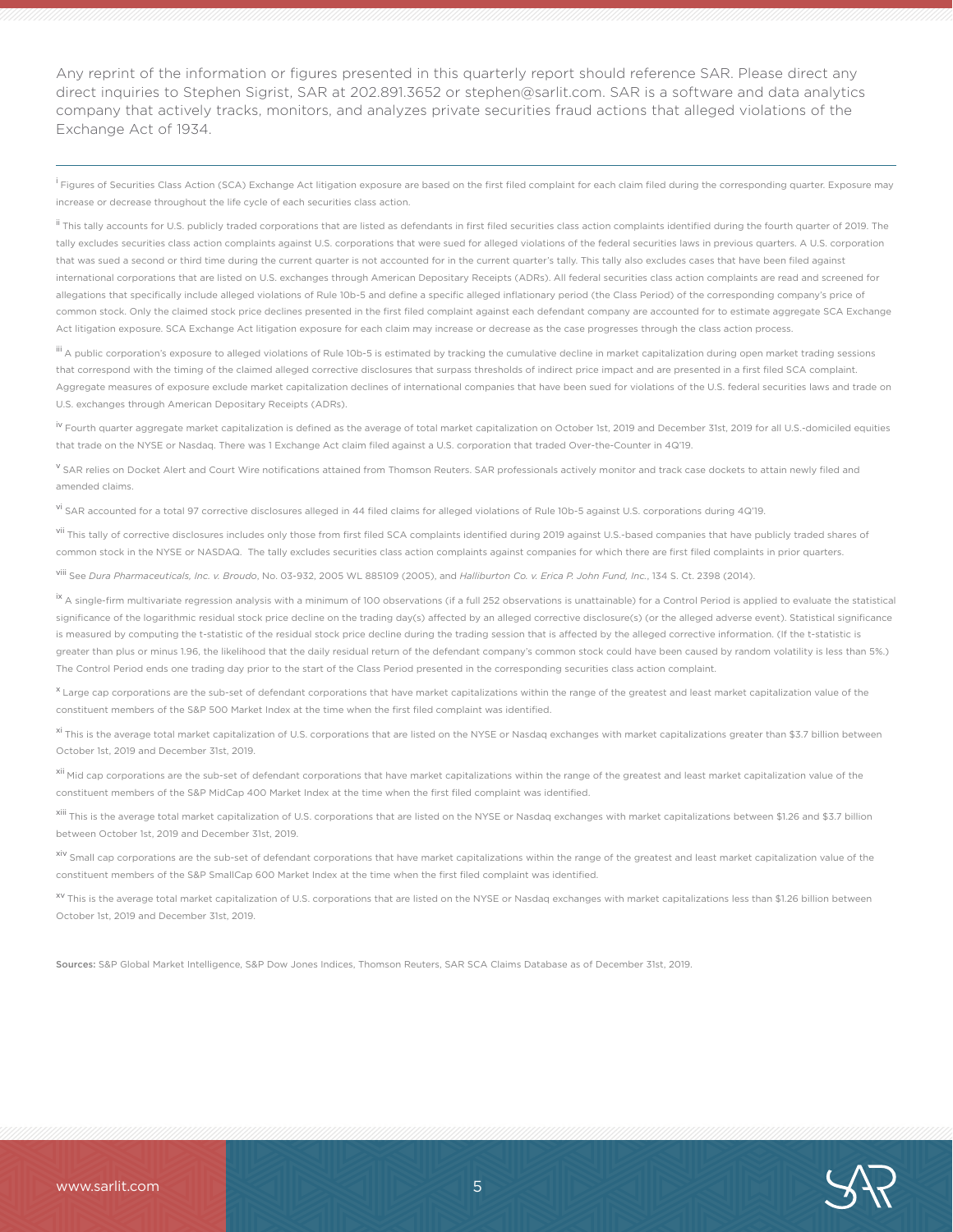Any reprint of the information or figures presented in this quarterly report should reference SAR. Please direct any direct inquiries to Stephen Sigrist, SAR at 202.891.3652 or stephen@sarlit.com. SAR is a software and data analytics company that actively tracks, monitors, and analyzes private securities fraud actions that alleged violations of the Exchange Act of 1934.

---

[i] Figures of Securities Class Action (SCA) Exchange Act litigation exposure are based on the first filed complaint for each claim filed during the corresponding quarter. Exposure may increase or decrease throughout the life cycle of each securities class action.

[ii] This tally accounts for U.S. publicly traded corporations that are listed as defendants in first filed securities class action complaints identified during the fourth quarter of 2019. The tally excludes securities class action complaints against U.S. corporations that were sued for alleged violations of the federal securities laws in previous quarters. A U.S. corporation that was sued a second or third time during the current quarter is not accounted for in the current quarter's tally. This tally also excludes cases that have been filed against international corporations that are listed on U.S. exchanges through American Depositary Receipts (ADRs). All federal securities class action complaints are read and screened for allegations that specifically include alleged violations of Rule 10b-5 and define a specific alleged inflationary period (the Class Period) of the corresponding company's price of common stock. Only the claimed stock price declines presented in the first filed complaint against each defendant company are accounted for to estimate aggregate SCA Exchange Act litigation exposure. SCA Exchange Act litigation exposure for each claim may increase or decrease as the case progresses through the class action process.

[iii] A public corporation's exposure to alleged violations of Rule 10b-5 is estimated by tracking the cumulative decline in market capitalization during open market trading sessions that correspond with the timing of the claimed alleged corrective disclosures that surpass thresholds of indirect price impact and are presented in a first filed SCA complaint. Aggregate measures of exposure exclude market capitalization declines of international companies that have been sued for violations of the U.S. federal securities laws and trade on U.S. exchanges through American Depositary Receipts (ADRs).

[iv] Fourth quarter aggregate market capitalization is defined as the average of total market capitalization on October 1st, 2019 and December 31st, 2019 for all U.S.-domiciled equities that trade on the NYSE or Nasdaq. There was 1 Exchange Act claim filed against a U.S. corporation that traded Over-the-Counter in 4Q'19.

[v] SAR relies on Docket Alert and Court Wire notifications attained from Thomson Reuters. SAR professionals actively monitor and track case dockets to attain newly filed and amended claims.

[vi] SAR accounted for a total 97 corrective disclosures alleged in 44 filed claims for alleged violations of Rule 10b-5 against U.S. corporations during 4Q'19.

[vii] This tally of corrective disclosures includes only those from first filed SCA complaints identified during 2019 against U.S.-based companies that have publicly traded shares of common stock in the NYSE or NASDAQ. The tally excludes securities class action complaints against companies for which there are first filed complaints in prior quarters.

[viii] See *Dura Pharmaceuticals, Inc. v. Broudo*, No. 03-932, 2005 WL 885109 (2005), and *Halliburton Co. v. Erica P. John Fund, Inc.*, 134 S. Ct. 2398 (2014).

[ix] A single-firm multivariate regression analysis with a minimum of 100 observations (if a full 252 observations is unattainable) for a Control Period is applied to evaluate the statistical significance of the logarithmic residual stock price decline on the trading day(s) affected by an alleged corrective disclosure(s) (or the alleged adverse event). Statistical significance is measured by computing the t-statistic of the residual stock price decline during the trading session that is affected by the alleged corrective information. (If the t-statistic is greater than plus or minus 1.96, the likelihood that the daily residual return of the defendant company's common stock could have been caused by random volatility is less than 5%.) The Control Period ends one trading day prior to the start of the Class Period presented in the corresponding securities class action complaint.

[x] Large cap corporations are the sub-set of defendant corporations that have market capitalizations within the range of the greatest and least market capitalization value of the constituent members of the S&P 500 Market Index at the time when the first filed complaint was identified.

[xi] This is the average total market capitalization of U.S. corporations that are listed on the NYSE or Nasdaq exchanges with market capitalizations greater than $3.7 billion between October 1st, 2019 and December 31st, 2019.

[xii] Mid cap corporations are the sub-set of defendant corporations that have market capitalizations within the range of the greatest and least market capitalization value of the constituent members of the S&P MidCap 400 Market Index at the time when the first filed complaint was identified.

[xiii] This is the average total market capitalization of U.S. corporations that are listed on the NYSE or Nasdaq exchanges with market capitalizations between $1.26 and $3.7 billion between October 1st, 2019 and December 31st, 2019.

[xiv] Small cap corporations are the sub-set of defendant corporations that have market capitalizations within the range of the greatest and least market capitalization value of the constituent members of the S&P SmallCap 600 Market Index at the time when the first filed complaint was identified.

[xv] This is the average total market capitalization of U.S. corporations that are listed on the NYSE or Nasdaq exchanges with market capitalizations less than $1.26 billion between October 1st, 2019 and December 31st, 2019.

**Sources:** S&P Global Market Intelligence, S&P Dow Jones Indices, Thomson Reuters, SAR SCA Claims Database as of December 31st, 2019.